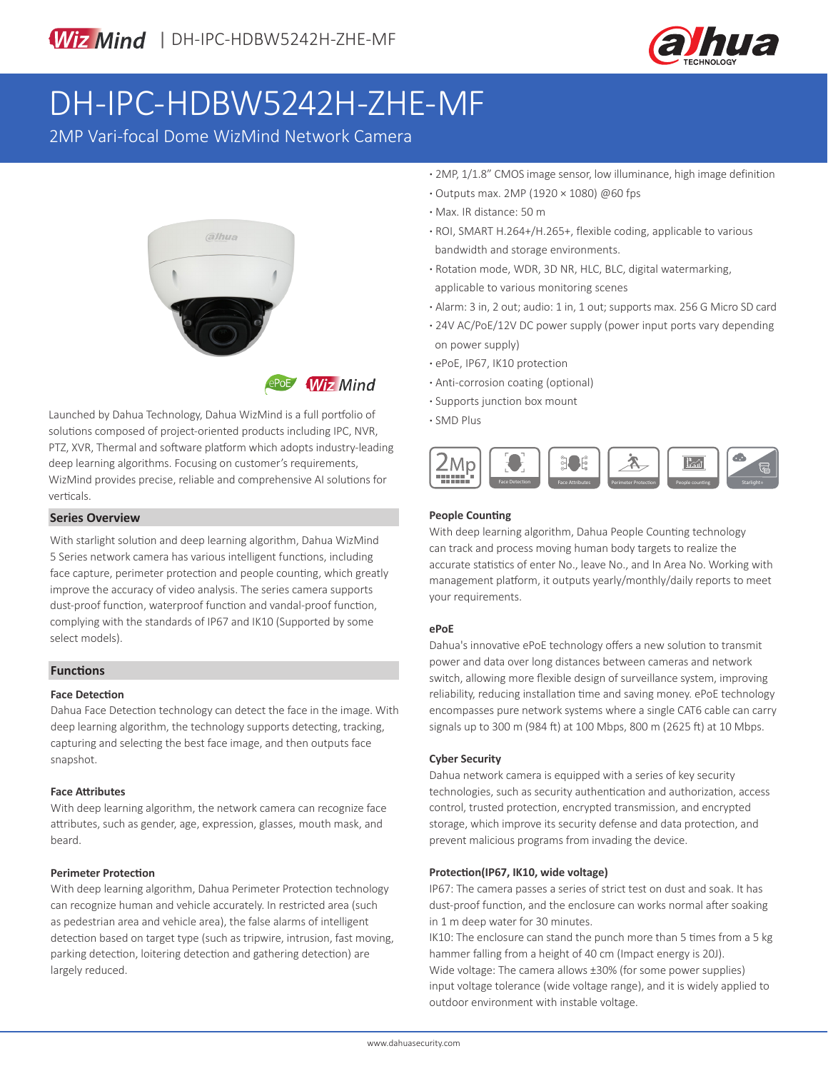# DH-IPC-HDBW5242H-ZHE-MF

2MP Vari-focal Dome WizMind Network Camera

- 2MP, 1/1.8" CMOS image sensor, low illuminance, high image definition
- Outputs max. 2MP (1920 × 1080) @60 fps
- Max. IR distance: 50 m
- ROI, SMART H.264+/H.265+, flexible coding, applicable to various bandwidth and storage environments.
- Rotation mode, WDR, 3D NR, HLC, BLC, digital watermarking, applicable to various monitoring scenes
- Alarm: 3 in, 2 out; audio: 1 in, 1 out; supports max. 256 G Micro SD card
- 24V AC/PoE/12V DC power supply (power input ports vary depending on power supply)
- ePoE, IP67, IK10 protection
- Anti-corrosion coating (optional)
- Supports junction box mount
- SMD Plus

Launched by Dahua Technology, Dahua WizMind is a full portfolio of solutions composed of project-oriented products including IPC, NVR, PTZ, XVR, Thermal and software platform which adopts industry-leading deep learning algorithms. Focusing on customer's requirements, WizMind provides precise, reliable and comprehensive AI solutions for verticals.

## Series Overview

With starlight solution and deep learning algorithm, Dahua WizMind 5 Series network camera has various intelligent functions, including face capture, perimeter protection and people counting, which greatly improve the accuracy of video analysis. The series camera supports dust-proof function, waterproof function and vandal-proof function, complying with the standards of IP67 and IK10 (Supported by some select models).

## Functions

### Face Detection

Dahua Face Detection technology can detect the face in the image. With deep learning algorithm, the technology supports detecting, tracking, capturing and selecting the best face image, and then outputs face snapshot.

### Face Attributes

With deep learning algorithm, the network camera can recognize face attributes, such as gender, age, expression, glasses, mouth mask, and beard.

### Perimeter Protection

With deep learning algorithm, Dahua Perimeter Protection technology can recognize human and vehicle accurately. In restricted area (such as pedestrian area and vehicle area), the false alarms of intelligent detection based on target type (such as tripwire, intrusion, fast moving, parking detection, loitering detection and gathering detection) are largely reduced.

### People Counting

With deep learning algorithm, Dahua People Counting technology can track and process moving human body targets to realize the accurate statistics of enter No., leave No., and In Area No. Working with management platform, it outputs yearly/monthly/daily reports to meet your requirements.

### ePoE

Dahua's innovative ePoE technology offers a new solution to transmit power and data over long distances between cameras and network switch, allowing more flexible design of surveillance system, improving reliability, reducing installation time and saving money. ePoE technology encompasses pure network systems where a single CAT6 cable can carry signals up to 300 m (984 ft) at 100 Mbps, 800 m (2625 ft) at 10 Mbps.

### Cyber Security

Dahua network camera is equipped with a series of key security technologies, such as security authentication and authorization, access control, trusted protection, encrypted transmission, and encrypted storage, which improve its security defense and data protection, and prevent malicious programs from invading the device.

### Protection(IP67, IK10, wide voltage)

IP67: The camera passes a series of strict test on dust and soak. It has dust-proof function, and the enclosure can works normal after soaking in 1 m deep water for 30 minutes.

IK10: The enclosure can stand the punch more than 5 times from a 5 kg hammer falling from a height of 40 cm (Impact energy is 20J).

Wide voltage: The camera allows ±30% (for some power supplies) input voltage tolerance (wide voltage range), and it is widely applied to outdoor environment with instable voltage.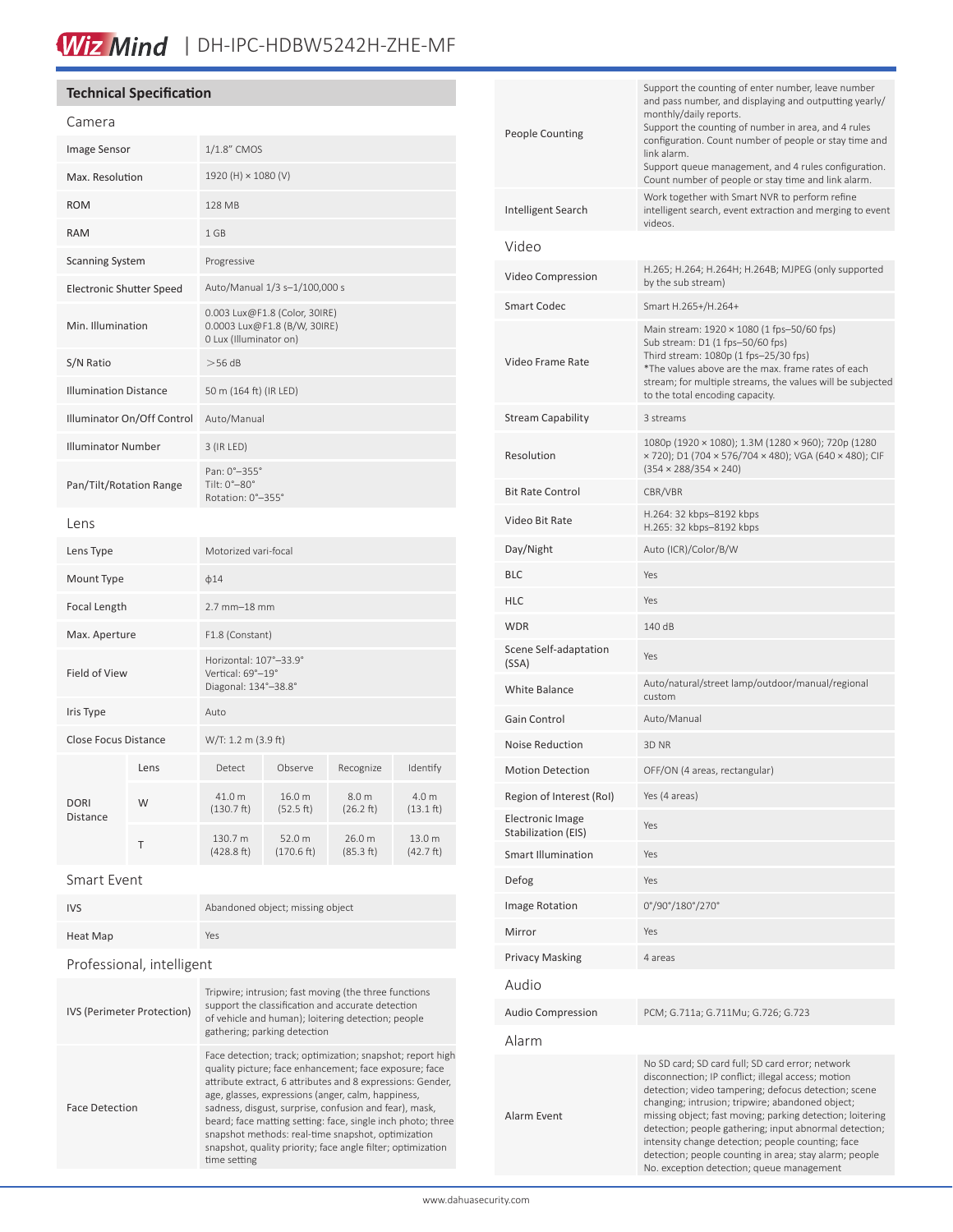## Technical Specification

### Camera

| | |
|---|---|
| Image Sensor | 1/1.8" CMOS |
| Max. Resolution | 1920 (H) × 1080 (V) |
| ROM | 128 MB |
| RAM | 1 GB |
| Scanning System | Progressive |
| Electronic Shutter Speed | Auto/Manual 1/3 s–1/100,000 s |
| Min. Illumination | 0.003 Lux@F1.8 (Color, 30IRE)<br>0.0003 Lux@F1.8 (B/W, 30IRE)<br>0 Lux (Illuminator on) |
| S/N Ratio | >56 dB |
| Illumination Distance | 50 m (164 ft) (IR LED) |
| Illuminator On/Off Control | Auto/Manual |
| Illuminator Number | 3 (IR LED) |
| Pan/Tilt/Rotation Range | Pan: 0°–355°<br>Tilt: 0°–80°<br>Rotation: 0°–355° |

### Lens

| | |
|---|---|
| Lens Type | Motorized vari-focal |
| Mount Type | ϕ14 |
| Focal Length | 2.7 mm–18 mm |
| Max. Aperture | F1.8 (Constant) |
| Field of View | Horizontal: 107°–33.9°<br>Vertical: 69°–19°<br>Diagonal: 134°–38.8° |
| Iris Type | Auto |
| Close Focus Distance | W/T: 1.2 m (3.9 ft) |

| DORI Distance | Lens | Detect | Observe | Recognize | Identify |
|---|---|---|---|---|---|
| | W | 41.0 m (130.7 ft) | 16.0 m (52.5 ft) | 8.0 m (26.2 ft) | 4.0 m (13.1 ft) |
| | T | 130.7 m (428.8 ft) | 52.0 m (170.6 ft) | 26.0 m (85.3 ft) | 13.0 m (42.7 ft) |

### Smart Event

| | |
|---|---|
| IVS | Abandoned object; missing object |
| Heat Map | Yes |

### Professional, intelligent

| | |
|---|---|
| IVS (Perimeter Protection) | Tripwire; intrusion; fast moving (the three functions support the classification and accurate detection of vehicle and human); loitering detection; people gathering; parking detection |
| Face Detection | Face detection; track; optimization; snapshot; report high quality picture; face enhancement; face exposure; face attribute extract, 6 attributes and 8 expressions: Gender, age, glasses, expressions (anger, calm, happiness, sadness, disgust, surprise, confusion and fear), mask, beard; face matting setting: face, single inch photo; three snapshot methods: real-time snapshot, optimization snapshot, quality priority; face angle filter; optimization time setting |
| People Counting | Support the counting of enter number, leave number and pass number, and displaying and outputting yearly/monthly/daily reports.<br>Support the counting of number in area, and 4 rules configuration. Count number of people or stay time and link alarm.<br>Support queue management, and 4 rules configuration. Count number of people or stay time and link alarm. |
| Intelligent Search | Work together with Smart NVR to perform refine intelligent search, event extraction and merging to event videos. |

### Video

| | |
|---|---|
| Video Compression | H.265; H.264; H.264H; H.264B; MJPEG (only supported by the sub stream) |
| Smart Codec | Smart H.265+/H.264+ |
| Video Frame Rate | Main stream: 1920 × 1080 (1 fps–50/60 fps)<br>Sub stream: D1 (1 fps–50/60 fps)<br>Third stream: 1080p (1 fps–25/30 fps)<br>*The values above are the max. frame rates of each stream; for multiple streams, the values will be subjected to the total encoding capacity. |
| Stream Capability | 3 streams |
| Resolution | 1080p (1920 × 1080); 1.3M (1280 × 960); 720p (1280 × 720); D1 (704 × 576/704 × 480); VGA (640 × 480); CIF (354 × 288/354 × 240) |
| Bit Rate Control | CBR/VBR |
| Video Bit Rate | H.264: 32 kbps–8192 kbps<br>H.265: 32 kbps–8192 kbps |
| Day/Night | Auto (ICR)/Color/B/W |
| BLC | Yes |
| HLC | Yes |
| WDR | 140 dB |
| Scene Self-adaptation (SSA) | Yes |
| White Balance | Auto/natural/street lamp/outdoor/manual/regional custom |
| Gain Control | Auto/Manual |
| Noise Reduction | 3D NR |
| Motion Detection | OFF/ON (4 areas, rectangular) |
| Region of Interest (RoI) | Yes (4 areas) |
| Electronic Image Stabilization (EIS) | Yes |
| Smart Illumination | Yes |
| Defog | Yes |
| Image Rotation | 0°/90°/180°/270° |
| Mirror | Yes |
| Privacy Masking | 4 areas |

### Audio

| | |
|---|---|
| Audio Compression | PCM; G.711a; G.711Mu; G.726; G.723 |

### Alarm

| | |
|---|---|
| Alarm Event | No SD card; SD card full; SD card error; network disconnection; IP conflict; illegal access; motion detection; video tampering; defocus detection; scene changing; intrusion; tripwire; abandoned object; missing object; fast moving; parking detection; loitering detection; people gathering; input abnormal detection; intensity change detection; people counting; face detection; people counting in area; stay alarm; people No. exception detection; queue management |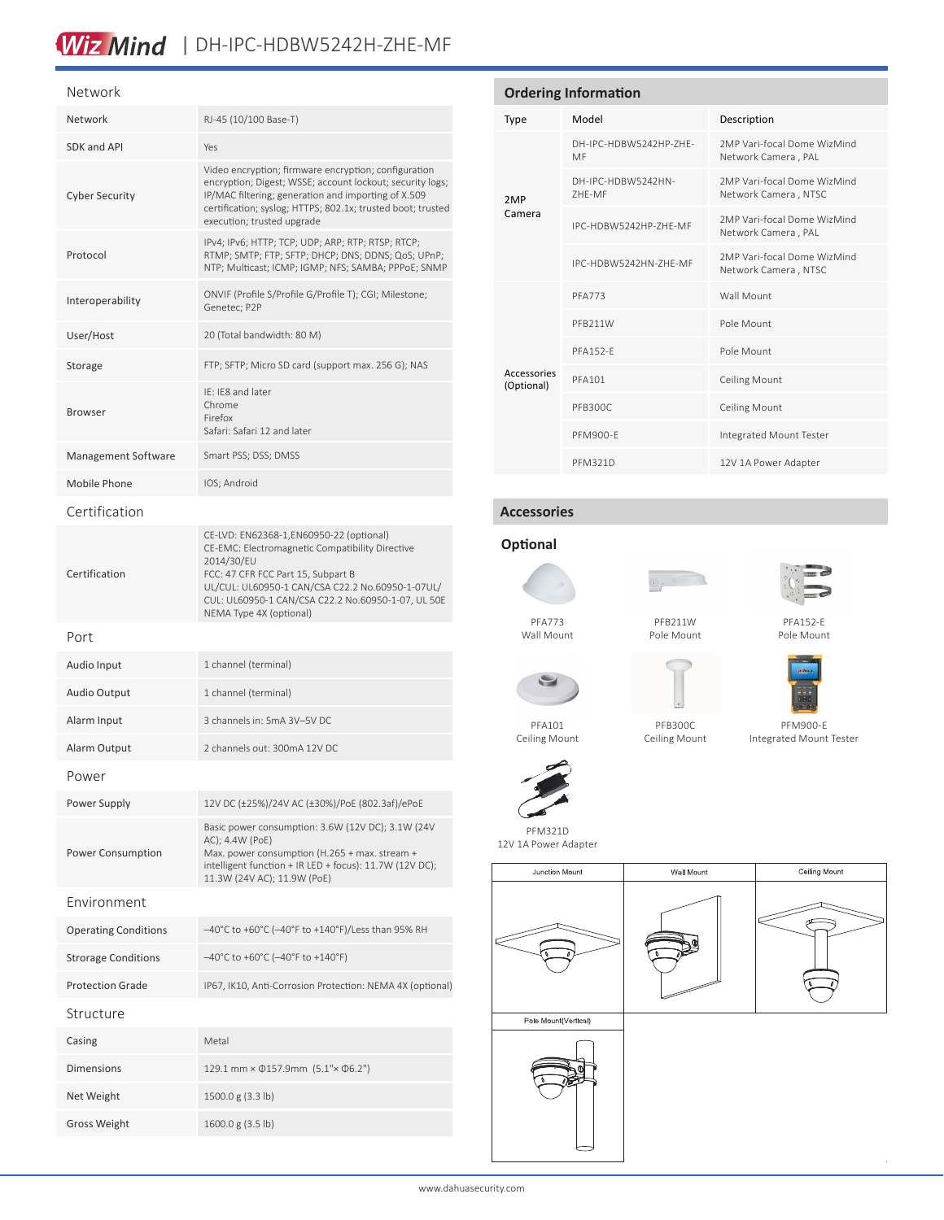# WizMind | DH-IPC-HDBW5242H-ZHE-MF

## Network

| | |
|---|---|
| Network | RJ-45 (10/100 Base-T) |
| SDK and API | Yes |
| Cyber Security | Video encryption; firmware encryption; configuration encryption; Digest; WSSE; account lockout; security logs; IP/MAC filtering; generation and importing of X.509 certification; syslog; HTTPS; 802.1x; trusted boot; trusted execution; trusted upgrade |
| Protocol | IPv4; IPv6; HTTP; TCP; UDP; ARP; RTP; RTSP; RTCP; RTMP; SMTP; FTP; SFTP; DHCP; DNS; DDNS; QoS; UPnP; NTP; Multicast; ICMP; IGMP; NFS; SAMBA; PPPoE; SNMP |
| Interoperability | ONVIF (Profile S/Profile G/Profile T); CGI; Milestone; Genetec; P2P |
| User/Host | 20 (Total bandwidth: 80 M) |
| Storage | FTP; SFTP; Micro SD card (support max. 256 G); NAS |
| Browser | IE: IE8 and later<br>Chrome<br>Firefox<br>Safari: Safari 12 and later |
| Management Software | Smart PSS; DSS; DMSS |
| Mobile Phone | IOS; Android |

## Certification

| | |
|---|---|
| Certification | CE-LVD: EN62368-1,EN60950-22 (optional)<br>CE-EMC: Electromagnetic Compatibility Directive 2014/30/EU<br>FCC: 47 CFR FCC Part 15, Subpart B<br>UL/CUL: UL60950-1 CAN/CSA C22.2 No.60950-1-07UL/ CUL: UL60950-1 CAN/CSA C22.2 No.60950-1-07, UL 50E NEMA Type 4X (optional) |

## Port

| | |
|---|---|
| Audio Input | 1 channel (terminal) |
| Audio Output | 1 channel (terminal) |
| Alarm Input | 3 channels in: 5mA 3V–5V DC |
| Alarm Output | 2 channels out: 300mA 12V DC |

## Power

| | |
|---|---|
| Power Supply | 12V DC (±25%)/24V AC (±30%)/PoE (802.3af)/ePoE |
| Power Consumption | Basic power consumption: 3.6W (12V DC); 3.1W (24V AC); 4.4W (PoE)<br>Max. power consumption (H.265 + max. stream + intelligent function + IR LED + focus): 11.7W (12V DC); 11.3W (24V AC); 11.9W (PoE) |

## Environment

| | |
|---|---|
| Operating Conditions | –40°C to +60°C (–40°F to +140°F)/Less than 95% RH |
| Strorage Conditions | –40°C to +60°C (–40°F to +140°F) |
| Protection Grade | IP67, IK10, Anti-Corrosion Protection: NEMA 4X (optional) |

## Structure

| | |
|---|---|
| Casing | Metal |
| Dimensions | 129.1 mm × Φ157.9mm (5.1"× Φ6.2") |
| Net Weight | 1500.0 g (3.3 lb) |
| Gross Weight | 1600.0 g (3.5 lb) |

## Ordering Information

| Type | Model | Description |
|---|---|---|
| 2MP Camera | DH-IPC-HDBW5242HP-ZHE-MF | 2MP Vari-focal Dome WizMind Network Camera , PAL |
| | DH-IPC-HDBW5242HN-ZHE-MF | 2MP Vari-focal Dome WizMind Network Camera , NTSC |
| | IPC-HDBW5242HP-ZHE-MF | 2MP Vari-focal Dome WizMind Network Camera , PAL |
| | IPC-HDBW5242HN-ZHE-MF | 2MP Vari-focal Dome WizMind Network Camera , NTSC |
| Accessories (Optional) | PFA773 | Wall Mount |
| | PFB211W | Pole Mount |
| | PFA152-E | Pole Mount |
| | PFA101 | Ceiling Mount |
| | PFB300C | Ceiling Mount |
| | PFM900-E | Integrated Mount Tester |
| | PFM321D | 12V 1A Power Adapter |

## Accessories

### Optional

PFA773
Wall Mount

PFB211W
Pole Mount

PFA152-E
Pole Mount

PFA101
Ceiling Mount

PFB300C
Ceiling Mount

PFM900-E
Integrated Mount Tester

PFM321D
12V 1A Power Adapter

Junction Mount

Wall Mount

Ceiling Mount

Pole Mount(Vertical)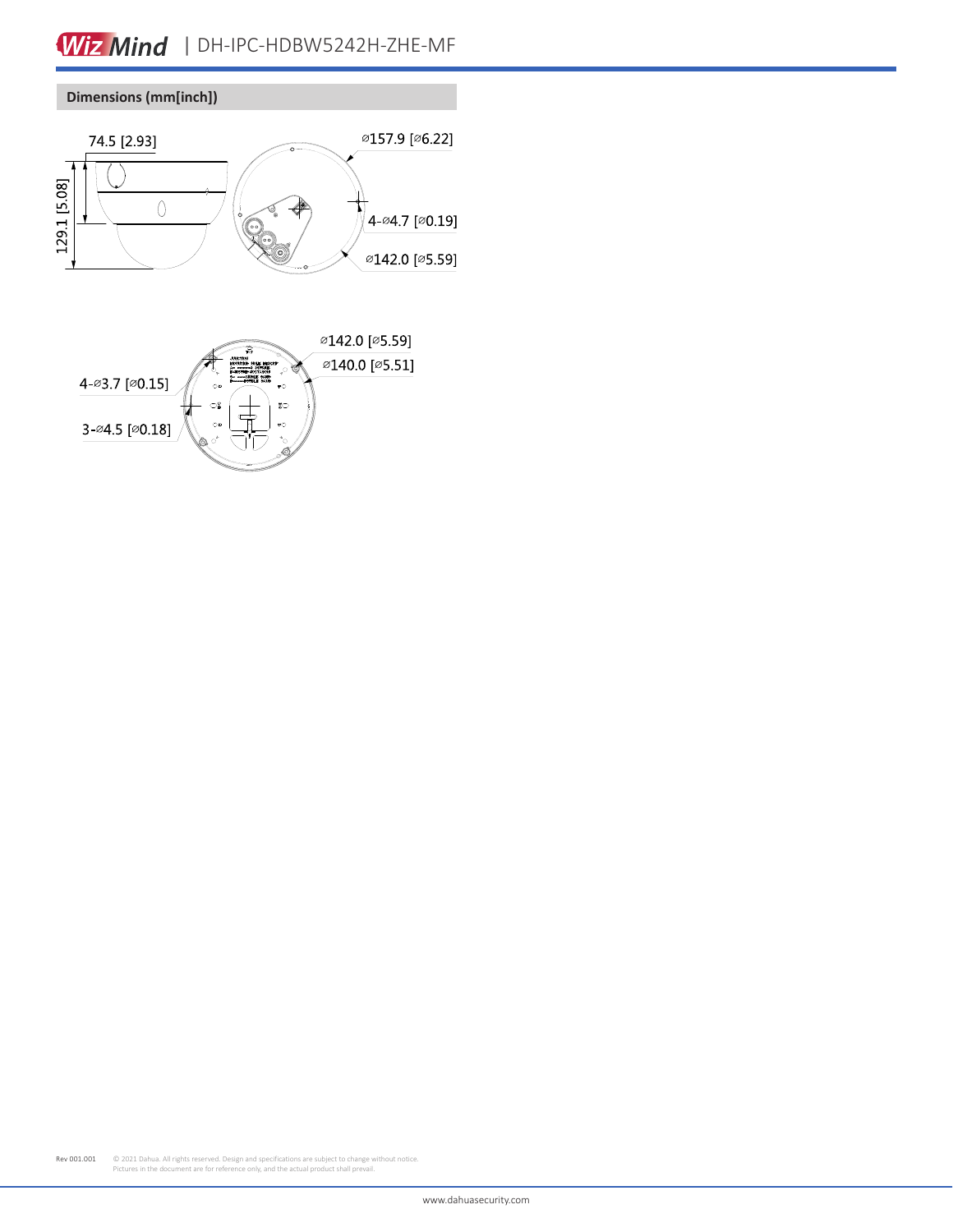## Dimensions (mm[inch])

74.5 [2.93]

129.1 [5.08]

Ø157.9 [Ø6.22]

4-Ø4.7 [Ø0.19]

Ø142.0 [Ø5.59]

Ø142.0 [Ø5.59]

Ø140.0 [Ø5.51]

4-Ø3.7 [Ø0.15]

3-Ø4.5 [Ø0.18]

Rev 001.001 © 2021 Dahua. All rights reserved. Design and specifications are subject to change without notice. Pictures in the document are for reference only, and the actual product shall prevail.